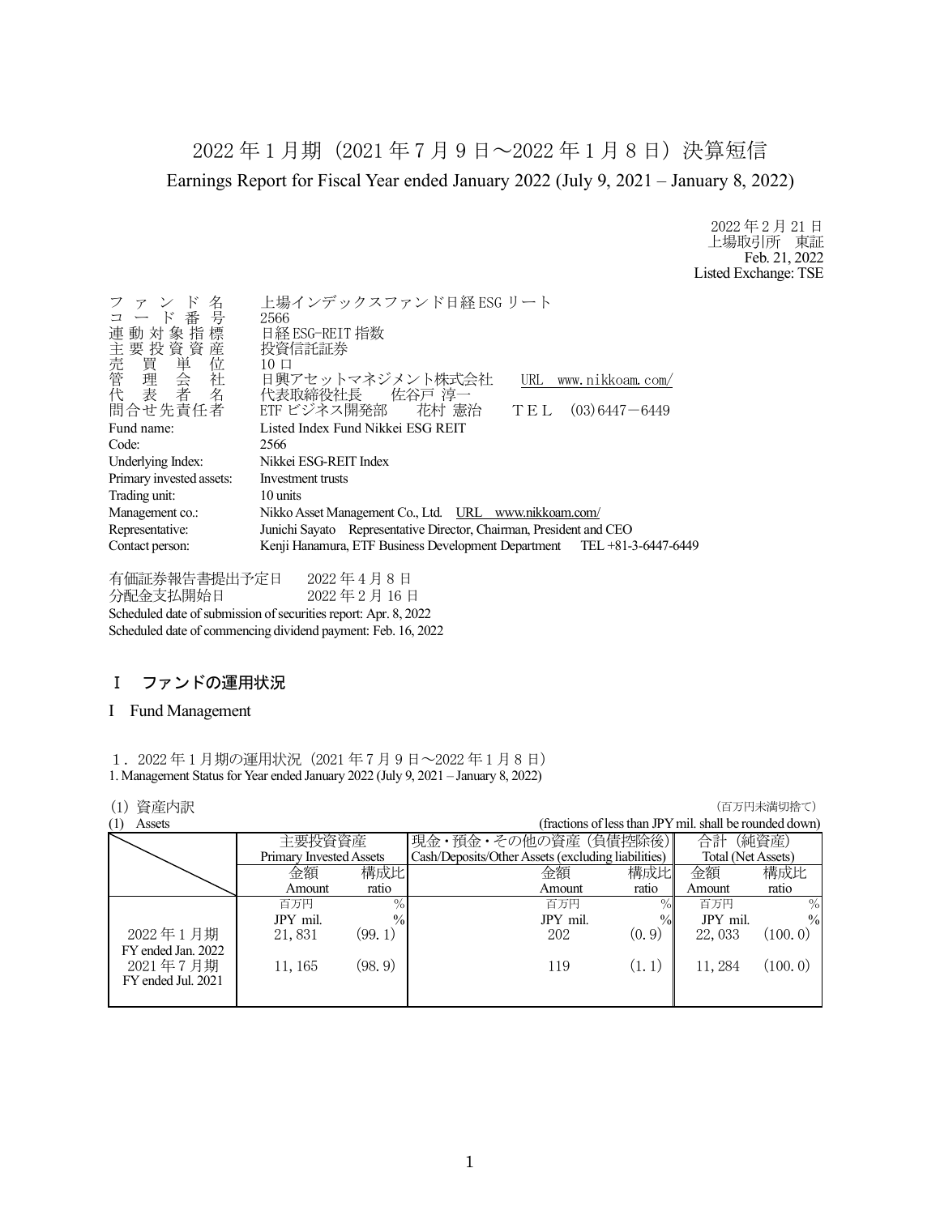# 2022 年 1 月期（2021 年 7 月 9 日～2022 年 1 月 8 日）決算短信

Earnings Report for Fiscal Year ended January 2022 (July 9, 2021 – January 8, 2022)

2022 年 2 月 21 日
上場取引所　東証
Feb. 21, 2022
Listed Exchange: TSE

| | |
|---|---|
| ファンド名 | 上場インデックスファンド日経 ESG リート |
| コード番号 | 2566 |
| 連動対象指標 | 日経 ESG-REIT 指数 |
| 主要投資資産 | 投資信託証券 |
| 売買単位 | 10 口 |
| 管理会社 | 日興アセットマネジメント株式会社　URL　www.nikkoam.com/ |
| 代表者名 | 代表取締役社長　佐谷戸 淳一 |
| 問合せ先責任者 | ETF ビジネス開発部　花村 憲治　ＴＥＬ　(03)6447－6449 |
| Fund name: | Listed Index Fund Nikkei ESG REIT |
| Code: | 2566 |
| Underlying Index: | Nikkei ESG-REIT Index |
| Primary invested assets: | Investment trusts |
| Trading unit: | 10 units |
| Management co.: | Nikko Asset Management Co., Ltd.　URL　www.nikkoam.com/ |
| Representative: | Junichi Sayato　Representative Director, Chairman, President and CEO |
| Contact person: | Kenji Hanamura, ETF Business Development Department　TEL +81-3-6447-6449 |

有価証券報告書提出予定日　2022 年 4 月 8 日
分配金支払開始日　2022 年 2 月 16 日
Scheduled date of submission of securities report: Apr. 8, 2022
Scheduled date of commencing dividend payment: Feb. 16, 2022

## Ⅰ　ファンドの運用状況

## I　Fund Management

### １．2022 年 1 月期の運用状況（2021 年 7 月 9 日～2022 年 1 月 8 日）
1. Management Status for Year ended January 2022 (July 9, 2021 – January 8, 2022)

(1) 資産内訳　（百万円未満切捨て）
(1) Assets　(fractions of less than JPY mil. shall be rounded down)

| | 主要投資資産 Primary Invested Assets | | 現金・預金・その他の資産（負債控除後） Cash/Deposits/Other Assets (excluding liabilities) | | 合計（純資産） Total (Net Assets) | |
|---|---|---|---|---|---|---|
| | 金額 Amount | 構成比 ratio | 金額 Amount | 構成比 ratio | 金額 Amount | 構成比 ratio |
| | 百万円 JPY mil. | % | 百万円 JPY mil. | % | 百万円 JPY mil. | % |
| 2022 年 1 月期 FY ended Jan. 2022 | 21,831 | (99.1) | 202 | (0.9) | 22,033 | (100.0) |
| 2021 年 7 月期 FY ended Jul. 2021 | 11,165 | (98.9) | 119 | (1.1) | 11,284 | (100.0) |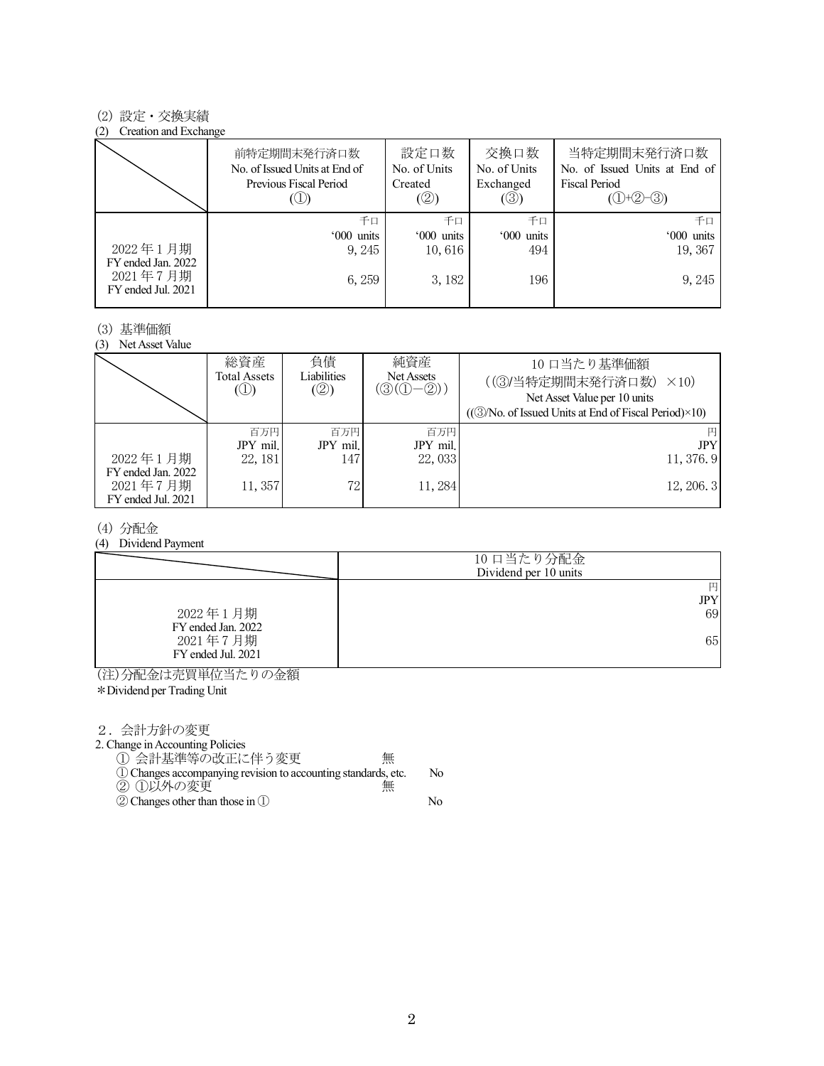(2) 設定・交換実績

(2) Creation and Exchange

| | 前特定期間末発行済口数<br>No. of Issued Units at End of Previous Fiscal Period<br>(①) | 設定口数<br>No. of Units Created<br>(②) | 交換口数<br>No. of Units Exchanged<br>(③) | 当特定期間末発行済口数<br>No. of Issued Units at End of Fiscal Period<br>(①+②−③) |
|---|---|---|---|---|
| | 千口<br>‘000 units | 千口<br>‘000 units | 千口<br>‘000 units | 千口<br>‘000 units |
| 2022年1月期<br>FY ended Jan. 2022 | 9, 245 | 10, 616 | 494 | 19, 367 |
| 2021年7月期<br>FY ended Jul. 2021 | 6, 259 | 3, 182 | 196 | 9, 245 |

(3) 基準価額

(3) Net Asset Value

| | 総資産<br>Total Assets<br>(①) | 負債<br>Liabilities<br>(②) | 純資産<br>Net Assets<br>(③(①−②)) | 10口当たり基準価額<br>((③/当特定期間末発行済口数) ×10)<br>Net Asset Value per 10 units<br>((③/No. of Issued Units at End of Fiscal Period)×10) |
|---|---|---|---|---|
| | 百万円<br>JPY mil, | 百万円<br>JPY mil, | 百万円<br>JPY mil, | 円<br>JPY |
| 2022年1月期<br>FY ended Jan. 2022 | 22, 181 | 147 | 22, 033 | 11, 376. 9 |
| 2021年7月期<br>FY ended Jul. 2021 | 11, 357 | 72 | 11, 284 | 12, 206. 3 |

(4) 分配金

(4) Dividend Payment

| | 10口当たり分配金<br>Dividend per 10 units |
|---|---|
| | 円<br>JPY |
| 2022年1月期<br>FY ended Jan. 2022 | 69 |
| 2021年7月期<br>FY ended Jul. 2021 | 65 |

(注)分配金は売買単位当たりの金額

*Dividend per Trading Unit

2．会計方針の変更

2. Change in Accounting Policies

① 会計基準等の改正に伴う変更 無

① Changes accompanying revision to accounting standards, etc. No

② ①以外の変更 無

② Changes other than those in ① No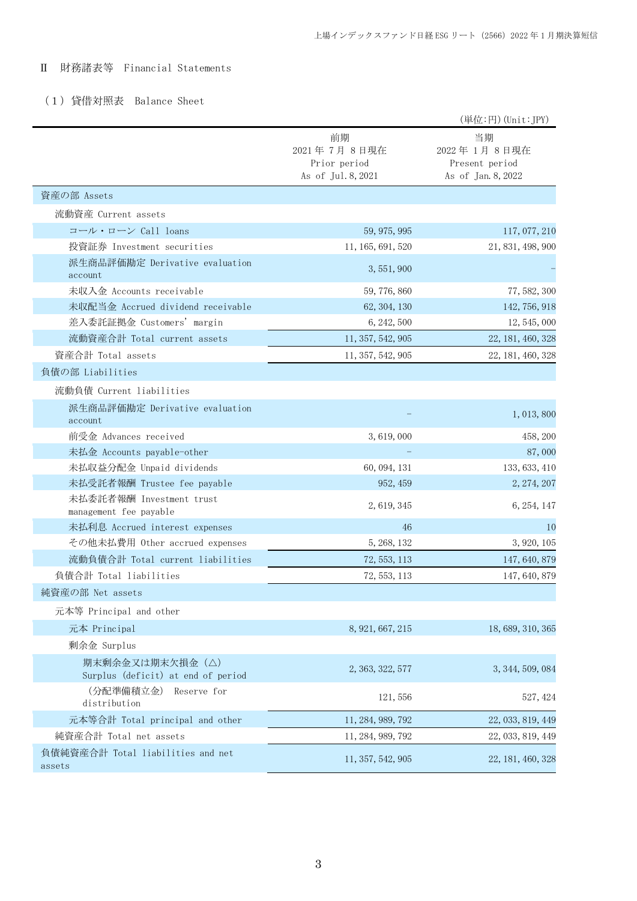## Ⅱ　財務諸表等　Financial Statements

### （1）貸借対照表　Balance Sheet

(単位:円)(Unit:JPY)

| | 前期<br>2021年 7月 8日現在<br>Prior period<br>As of Jul.8,2021 | 当期<br>2022年 1月 8日現在<br>Present period<br>As of Jan.8,2022 |
|---|---|---|
| 資産の部 Assets | | |
| 流動資産 Current assets | | |
| コール・ローン Call loans | 59,975,995 | 117,077,210 |
| 投資証券 Investment securities | 11,165,691,520 | 21,831,498,900 |
| 派生商品評価勘定 Derivative evaluation account | 3,551,900 | – |
| 未収入金 Accounts receivable | 59,776,860 | 77,582,300 |
| 未収配当金 Accrued dividend receivable | 62,304,130 | 142,756,918 |
| 差入委託証拠金 Customers' margin | 6,242,500 | 12,545,000 |
| 流動資産合計 Total current assets | 11,357,542,905 | 22,181,460,328 |
| 資産合計 Total assets | 11,357,542,905 | 22,181,460,328 |
| 負債の部 Liabilities | | |
| 流動負債 Current liabilities | | |
| 派生商品評価勘定 Derivative evaluation account | – | 1,013,800 |
| 前受金 Advances received | 3,619,000 | 458,200 |
| 未払金 Accounts payable-other | – | 87,000 |
| 未払収益分配金 Unpaid dividends | 60,094,131 | 133,633,410 |
| 未払受託者報酬 Trustee fee payable | 952,459 | 2,274,207 |
| 未払委託者報酬 Investment trust management fee payable | 2,619,345 | 6,254,147 |
| 未払利息 Accrued interest expenses | 46 | 10 |
| その他未払費用 Other accrued expenses | 5,268,132 | 3,920,105 |
| 流動負債合計 Total current liabilities | 72,553,113 | 147,640,879 |
| 負債合計 Total liabilities | 72,553,113 | 147,640,879 |
| 純資産の部 Net assets | | |
| 元本等 Principal and other | | |
| 元本 Principal | 8,921,667,215 | 18,689,310,365 |
| 剰余金 Surplus | | |
| 期末剰余金又は期末欠損金（△） Surplus (deficit) at end of period | 2,363,322,577 | 3,344,509,084 |
| （分配準備積立金） Reserve for distribution | 121,556 | 527,424 |
| 元本等合計 Total principal and other | 11,284,989,792 | 22,033,819,449 |
| 純資産合計 Total net assets | 11,284,989,792 | 22,033,819,449 |
| 負債純資産合計 Total liabilities and net assets | 11,357,542,905 | 22,181,460,328 |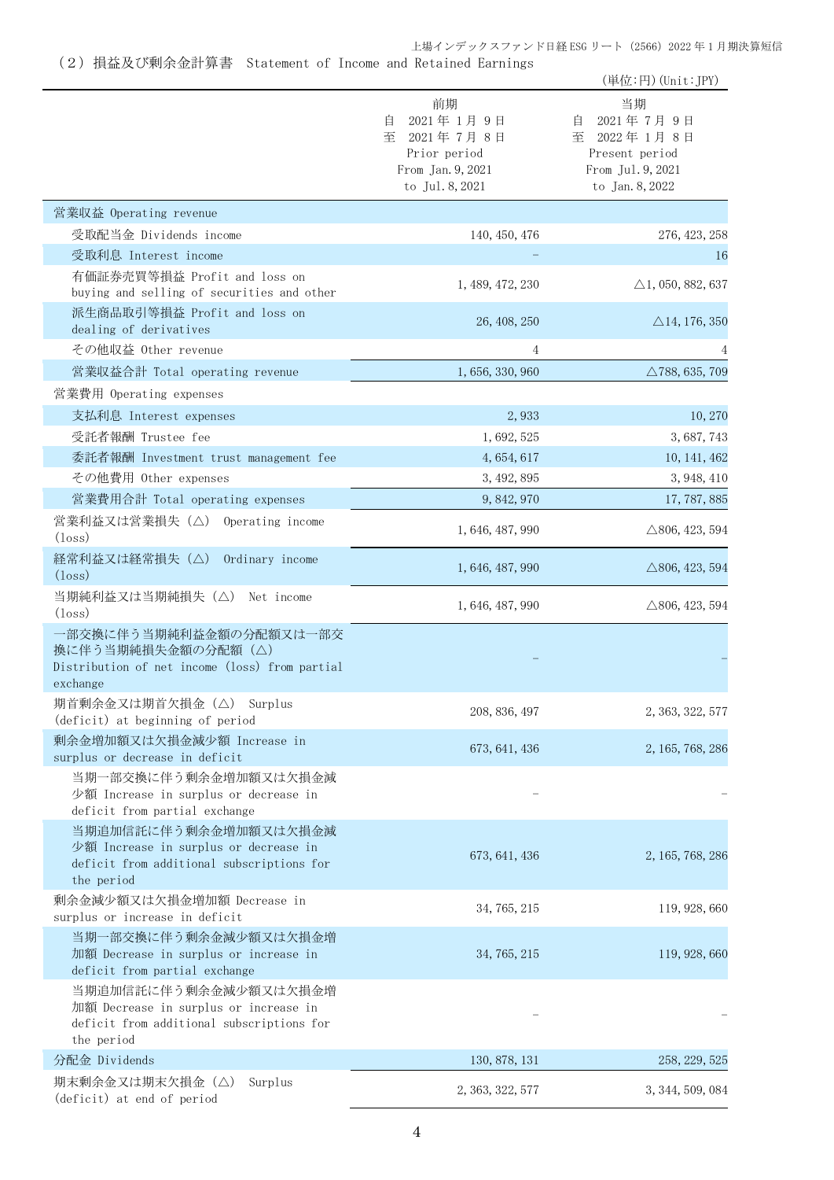## （２）損益及び剰余金計算書　Statement of Income and Retained Earnings

（単位:円）(Unit:JPY)

| | 前期<br>自　2021 年 1 月 9 日<br>至　2021 年 7 月 8 日<br>Prior period<br>From Jan.9,2021<br>to Jul.8,2021 | 当期<br>自　2021 年 7 月 9 日<br>至　2022 年 1 月 8 日<br>Present period<br>From Jul.9,2021<br>to Jan.8,2022 |
|---|---|---|
| 営業収益 Operating revenue | | |
| 受取配当金 Dividends income | 140,450,476 | 276,423,258 |
| 受取利息 Interest income | － | 16 |
| 有価証券売買等損益 Profit and loss on buying and selling of securities and other | 1,489,472,230 | △1,050,882,637 |
| 派生商品取引等損益 Profit and loss on dealing of derivatives | 26,408,250 | △14,176,350 |
| その他収益 Other revenue | 4 | 4 |
| 営業収益合計 Total operating revenue | 1,656,330,960 | △788,635,709 |
| 営業費用 Operating expenses | | |
| 支払利息 Interest expenses | 2,933 | 10,270 |
| 受託者報酬 Trustee fee | 1,692,525 | 3,687,743 |
| 委託者報酬 Investment trust management fee | 4,654,617 | 10,141,462 |
| その他費用 Other expenses | 3,492,895 | 3,948,410 |
| 営業費用合計 Total operating expenses | 9,842,970 | 17,787,885 |
| 営業利益又は営業損失（△） Operating income (loss) | 1,646,487,990 | △806,423,594 |
| 経常利益又は経常損失（△） Ordinary income (loss) | 1,646,487,990 | △806,423,594 |
| 当期純利益又は当期純損失（△） Net income (loss) | 1,646,487,990 | △806,423,594 |
| 一部交換に伴う当期純利益金額の分配額又は一部交換に伴う当期純損失金額の分配額（△） Distribution of net income (loss) from partial exchange | － | － |
| 期首剰余金又は期首欠損金（△） Surplus (deficit) at beginning of period | 208,836,497 | 2,363,322,577 |
| 剰余金増加額又は欠損金減少額 Increase in surplus or decrease in deficit | 673,641,436 | 2,165,768,286 |
| 当期一部交換に伴う剰余金増加額又は欠損金減少額 Increase in surplus or decrease in deficit from partial exchange | － | － |
| 当期追加信託に伴う剰余金増加額又は欠損金減少額 Increase in surplus or decrease in deficit from additional subscriptions for the period | 673,641,436 | 2,165,768,286 |
| 剰余金減少額又は欠損金増加額 Decrease in surplus or increase in deficit | 34,765,215 | 119,928,660 |
| 当期一部交換に伴う剰余金減少額又は欠損金増加額 Decrease in surplus or increase in deficit from partial exchange | 34,765,215 | 119,928,660 |
| 当期追加信託に伴う剰余金減少額又は欠損金増加額 Decrease in surplus or increase in deficit from additional subscriptions for the period | － | － |
| 分配金 Dividends | 130,878,131 | 258,229,525 |
| 期末剰余金又は期末欠損金（△） Surplus (deficit) at end of period | 2,363,322,577 | 3,344,509,084 |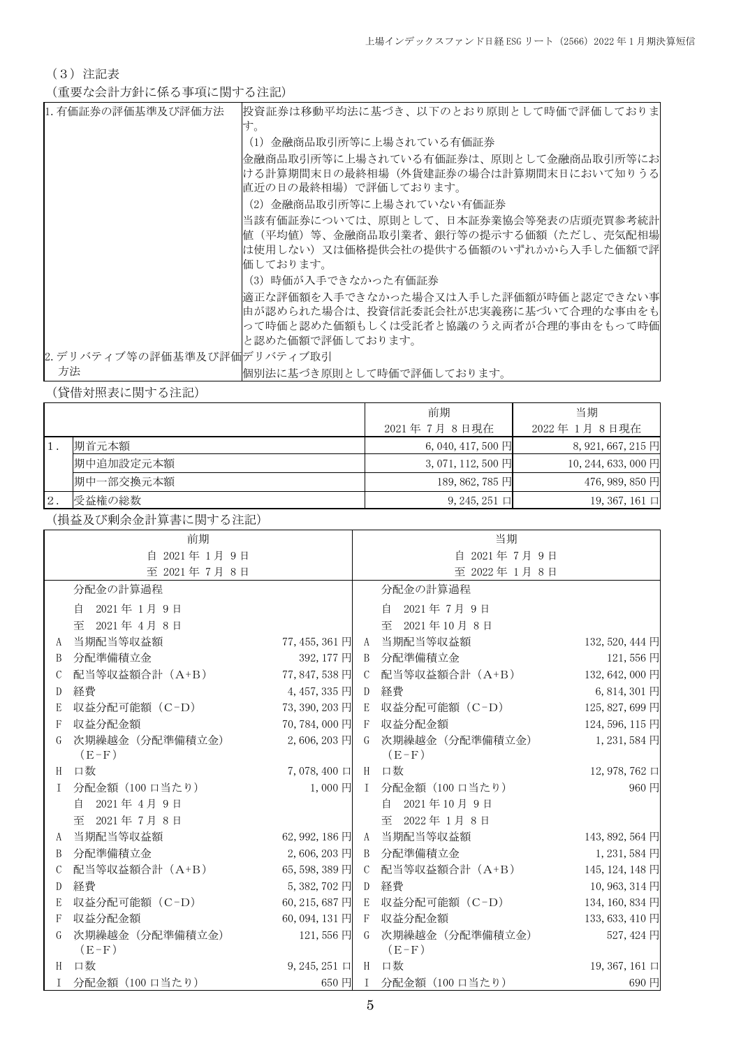（3）注記表

（重要な会計方針に係る事項に関する注記）

| | |
|---|---|
| 1.有価証券の評価基準及び評価方法 | 投資証券は移動平均法に基づき、以下のとおり原則として時価で評価しております。<br>（1）金融商品取引所等に上場されている有価証券<br>金融商品取引所等に上場されている有価証券は、原則として金融商品取引所等における計算期間末日の最終相場（外貨建証券の場合は計算期間末日において知りうる直近の日の最終相場）で評価しております。<br>（2）金融商品取引所等に上場されていない有価証券<br>当該有価証券については、原則として、日本証券業協会等発表の店頭売買参考統計値（平均値）等、金融商品取引業者、銀行等の提示する価額（ただし、売気配相場は使用しない）又は価格提供会社の提供する価額のいずれかから入手した価額で評価しております。<br>（3）時価が入手できなかった有価証券<br>適正な評価額を入手できなかった場合又は入手した評価額が時価と認定できない事由が認められた場合は、投資信託委託会社が忠実義務に基づいて合理的な事由をもって時価と認めた価額もしくは受託者と協議のうえ両者が合理的事由をもって時価と認めた価額で評価しております。 |
| 2.デリバティブ等の評価基準及び評価方法 | デリバティブ取引<br>個別法に基づき原則として時価で評価しております。 |

（貸借対照表に関する注記）

| | | 前期<br>2021年 7月 8日現在 | 当期<br>2022年 1月 8日現在 |
|---|---|---|---|
| 1. | 期首元本額 | 6,040,417,500円 | 8,921,667,215円 |
| | 期中追加設定元本額 | 3,071,112,500円 | 10,244,633,000円 |
| | 期中一部交換元本額 | 189,862,785円 | 476,989,850円 |
| 2. | 受益権の総数 | 9,245,251口 | 19,367,161口 |

（損益及び剰余金計算書に関する注記）

| 前期<br>自 2021年 1月 9日<br>至 2021年 7月 8日 | | | 当期<br>自 2021年 7月 9日<br>至 2022年 1月 8日 | | |
|---|---|---|---|---|---|
| | 分配金の計算過程 | | | 分配金の計算過程 | |
| | 自 2021年 1月 9日<br>至 2021年 4月 8日 | | | 自 2021年 7月 9日<br>至 2021年10月 8日 | |
| A | 当期配当等収益額 | 77,455,361円 | A | 当期配当等収益額 | 132,520,444円 |
| B | 分配準備積立金 | 392,177円 | B | 分配準備積立金 | 121,556円 |
| C | 配当等収益額合計（A+B） | 77,847,538円 | C | 配当等収益額合計（A+B） | 132,642,000円 |
| D | 経費 | 4,457,335円 | D | 経費 | 6,814,301円 |
| E | 収益分配可能額（C-D） | 73,390,203円 | E | 収益分配可能額（C-D） | 125,827,699円 |
| F | 収益分配金額 | 70,784,000円 | F | 収益分配金額 | 124,596,115円 |
| G | 次期繰越金（分配準備積立金）（E-F） | 2,606,203円 | G | 次期繰越金（分配準備積立金）（E-F） | 1,231,584円 |
| H | 口数 | 7,078,400口 | H | 口数 | 12,978,762口 |
| I | 分配金額（100口当たり） | 1,000円 | I | 分配金額（100口当たり） | 960円 |
| | 自 2021年 4月 9日<br>至 2021年 7月 8日 | | | 自 2021年10月 9日<br>至 2022年 1月 8日 | |
| A | 当期配当等収益額 | 62,992,186円 | A | 当期配当等収益額 | 143,892,564円 |
| B | 分配準備積立金 | 2,606,203円 | B | 分配準備積立金 | 1,231,584円 |
| C | 配当等収益額合計（A+B） | 65,598,389円 | C | 配当等収益額合計（A+B） | 145,124,148円 |
| D | 経費 | 5,382,702円 | D | 経費 | 10,963,314円 |
| E | 収益分配可能額（C-D） | 60,215,687円 | E | 収益分配可能額（C-D） | 134,160,834円 |
| F | 収益分配金額 | 60,094,131円 | F | 収益分配金額 | 133,633,410円 |
| G | 次期繰越金（分配準備積立金）（E-F） | 121,556円 | G | 次期繰越金（分配準備積立金）（E-F） | 527,424円 |
| H | 口数 | 9,245,251口 | H | 口数 | 19,367,161口 |
| I | 分配金額（100口当たり） | 650円 | I | 分配金額（100口当たり） | 690円 |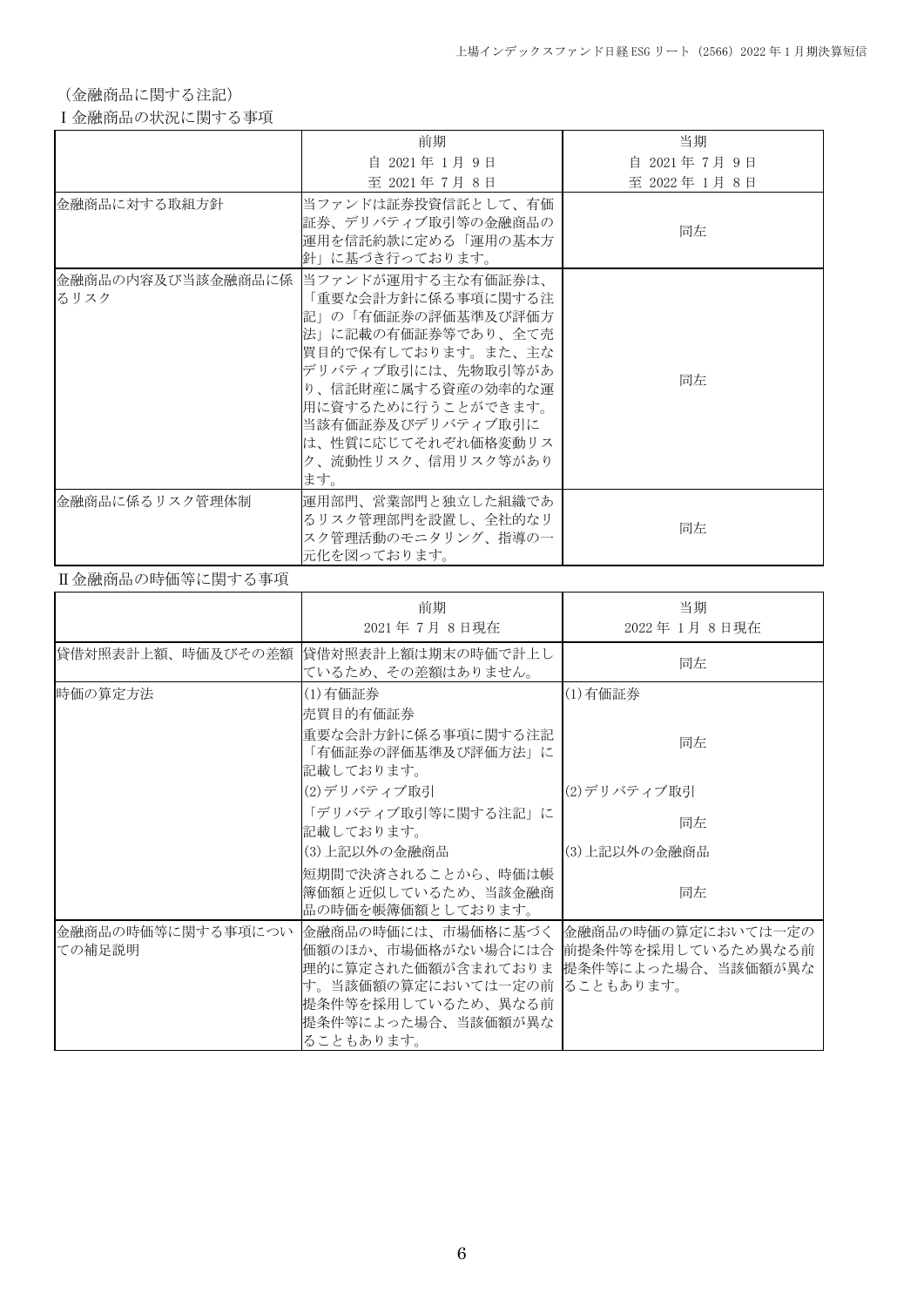（金融商品に関する注記）

Ⅰ金融商品の状況に関する事項

| | 前期<br>自 2021年 1月 9日<br>至 2021年 7月 8日 | 当期<br>自 2021年 7月 9日<br>至 2022年 1月 8日 |
|---|---|---|
| 金融商品に対する取組方針 | 当ファンドは証券投資信託として、有価証券、デリバティブ取引等の金融商品の運用を信託約款に定める「運用の基本方針」に基づき行っております。 | 同左 |
| 金融商品の内容及び当該金融商品に係るリスク | 当ファンドが運用する主な有価証券は、「重要な会計方針に係る事項に関する注記」の「有価証券の評価基準及び評価方法」に記載の有価証券等であり、全て売買目的で保有しております。また、主なデリバティブ取引には、先物取引等があり、信託財産に属する資産の効率的な運用に資するために行うことができます。当該有価証券及びデリバティブ取引には、性質に応じてそれぞれ価格変動リスク、流動性リスク、信用リスク等があります。 | 同左 |
| 金融商品に係るリスク管理体制 | 運用部門、営業部門と独立した組織であるリスク管理部門を設置し、全社的なリスク管理活動のモニタリング、指導の一元化を図っております。 | 同左 |

Ⅱ金融商品の時価等に関する事項

| | 前期<br>2021年 7月 8日現在 | 当期<br>2022年 1月 8日現在 |
|---|---|---|
| 貸借対照表計上額、時価及びその差額 | 貸借対照表計上額は期末の時価で計上しているため、その差額はありません。 | 同左 |
| 時価の算定方法 | (1)有価証券<br>売買目的有価証券<br>重要な会計方針に係る事項に関する注記「有価証券の評価基準及び評価方法」に記載しております。<br>(2)デリバティブ取引<br>「デリバティブ取引等に関する注記」に記載しております。<br>(3)上記以外の金融商品<br>短期間で決済されることから、時価は帳簿価額と近似しているため、当該金融商品の時価を帳簿価額としております。 | (1)有価証券<br>同左<br>(2)デリバティブ取引<br>同左<br>(3)上記以外の金融商品<br>同左 |
| 金融商品の時価等に関する事項についての補足説明 | 金融商品の時価には、市場価格に基づく価額のほか、市場価格がない場合には合理的に算定された価額が含まれております。当該価額の算定においては一定の前提条件等を採用しているため、異なる前提条件等によった場合、当該価額が異なることもあります。 | 金融商品の時価の算定においては一定の前提条件等を採用しているため異なる前提条件等によった場合、当該価額が異なることもあります。 |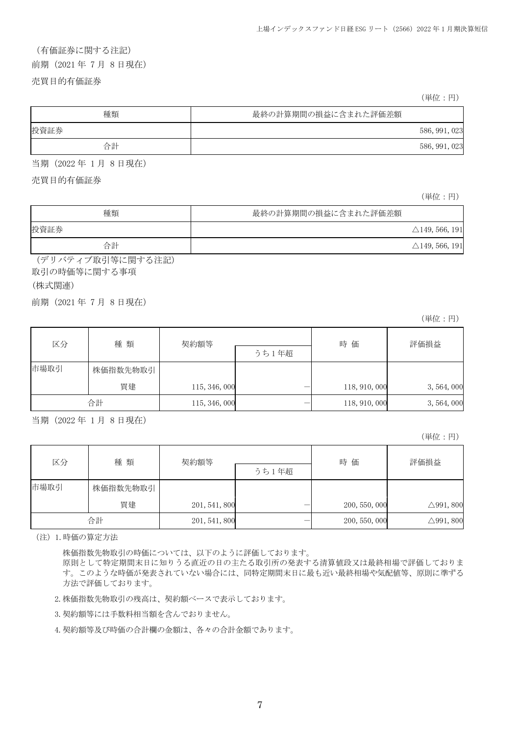（有価証券に関する注記）

前期（2021 年 7 月 8 日現在）

売買目的有価証券

（単位：円）

| 種類 | 最終の計算期間の損益に含まれた評価差額 |
| --- | --- |
| 投資証券 | 586, 991, 023 |
| 合計 | 586, 991, 023 |

当期（2022 年 1 月 8 日現在）

売買目的有価証券

（単位：円）

| 種類 | 最終の計算期間の損益に含まれた評価差額 |
| --- | --- |
| 投資証券 | △149, 566, 191 |
| 合計 | △149, 566, 191 |

（デリバティブ取引等に関する注記）

取引の時価等に関する事項

(株式関連)

前期（2021 年 7 月 8 日現在）

（単位：円）

| 区分 | 種 類 | 契約額等 | | 時 価 | 評価損益 |
| --- | --- | --- | --- | --- | --- |
| | | | うち 1 年超 | | |
| 市場取引 | 株価指数先物取引 | | | | |
| | 買建 | 115, 346, 000 | ― | 118, 910, 000 | 3, 564, 000 |
| 合計 | | 115, 346, 000 | ― | 118, 910, 000 | 3, 564, 000 |

当期（2022 年 1 月 8 日現在）

（単位：円）

| 区分 | 種 類 | 契約額等 | | 時 価 | 評価損益 |
| --- | --- | --- | --- | --- | --- |
| | | | うち 1 年超 | | |
| 市場取引 | 株価指数先物取引 | | | | |
| | 買建 | 201, 541, 800 | ― | 200, 550, 000 | △991, 800 |
| 合計 | | 201, 541, 800 | ― | 200, 550, 000 | △991, 800 |

（注）1. 時価の算定方法

株価指数先物取引の時価については、以下のように評価しております。
原則として特定期間末日に知りうる直近の日の主たる取引所の発表する清算値段又は最終相場で評価しております。このような時価が発表されていない場合には、同特定期間末日に最も近い最終相場や気配値等、原則に準ずる方法で評価しております。

2. 株価指数先物取引の残高は、契約額ベースで表示しております。

3. 契約額等には手数料相当額を含んでおりません。

4. 契約額等及び時価の合計欄の金額は、各々の合計金額であります。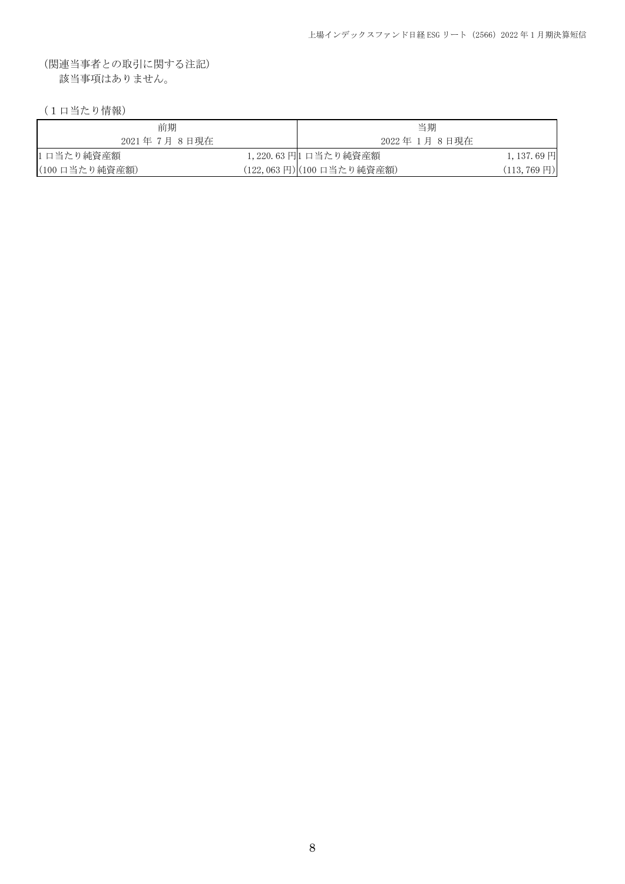（関連当事者との取引に関する注記）

該当事項はありません。

（１口当たり情報）

| 前期<br>2021 年 7 月 8 日現在 | | 当期<br>2022 年 1 月 8 日現在 | |
|---|---|---|---|
| 1 口当たり純資産額 | 1,220.63 円 | 1 口当たり純資産額 | 1,137.69 円 |
| (100 口当たり純資産額) | (122,063 円) | (100 口当たり純資産額) | (113,769 円) |